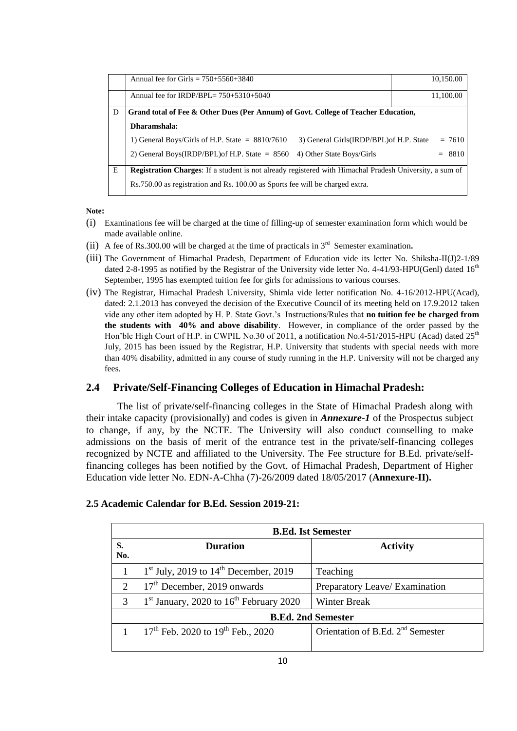| | | |
|---|---|---|
| | Annual fee for Girls = 750+5560+3840 | 10,150.00 |
| | Annual fee for IRDP/BPL= 750+5310+5040 | 11,100.00 |
| D | **Grand total of Fee & Other Dues (Per Annum) of Govt. College of Teacher Education, Dharamshala:**<br>1) General Boys/Girls of H.P. State = 8810/7610 3) General Girls(IRDP/BPL)of H.P. State = 7610<br>2) General Boys(IRDP/BPL)of H.P. State = 8560 4) Other State Boys/Girls = 8810 | |
| E | **Registration Charges**: If a student is not already registered with Himachal Pradesh University, a sum of Rs.750.00 as registration and Rs. 100.00 as Sports fee will be charged extra. | |

**Note:**

(i) Examinations fee will be charged at the time of filling-up of semester examination form which would be made available online.

(ii) A fee of Rs.300.00 will be charged at the time of practicals in 3rd Semester examination**.**

(iii) The Government of Himachal Pradesh, Department of Education vide its letter No. Shiksha-II(J)2-1/89 dated 2-8-1995 as notified by the Registrar of the University vide letter No. 4-41/93-HPU(Genl) dated 16th September, 1995 has exempted tuition fee for girls for admissions to various courses.

(iv) The Registrar, Himachal Pradesh University, Shimla vide letter notification No. 4-16/2012-HPU(Acad), dated: 2.1.2013 has conveyed the decision of the Executive Council of its meeting held on 17.9.2012 taken vide any other item adopted by H. P. State Govt.'s Instructions/Rules that **no tuition fee be charged from the students with 40% and above disability**. However, in compliance of the order passed by the Hon'ble High Court of H.P. in CWPIL No.30 of 2011, a notification No.4-51/2015-HPU (Acad) dated 25th July, 2015 has been issued by the Registrar, H.P. University that students with special needs with more than 40% disability, admitted in any course of study running in the H.P. University will not be charged any fees.

## 2.4 Private/Self-Financing Colleges of Education in Himachal Pradesh:

The list of private/self-financing colleges in the State of Himachal Pradesh along with their intake capacity (provisionally) and codes is given in ***Annexure-1*** of the Prospectus subject to change, if any, by the NCTE. The University will also conduct counselling to make admissions on the basis of merit of the entrance test in the private/self-financing colleges recognized by NCTE and affiliated to the University. The Fee structure for B.Ed. private/self-financing colleges has been notified by the Govt. of Himachal Pradesh, Department of Higher Education vide letter No. EDN-A-Chha (7)-26/2009 dated 18/05/2017 (**Annexure-II).**

### 2.5 Academic Calendar for B.Ed. Session 2019-21:

| **B.Ed. Ist Semester** | | |
|---|---|---|
| **S. No.** | **Duration** | **Activity** |
| 1 | 1st July, 2019 to 14th December, 2019 | Teaching |
| 2 | 17th December, 2019 onwards | Preparatory Leave/ Examination |
| 3 | 1st January, 2020 to 16th February 2020 | Winter Break |
| **B.Ed. 2nd Semester** | | |
| 1 | 17th Feb. 2020 to 19th Feb., 2020 | Orientation of B.Ed. 2nd Semester |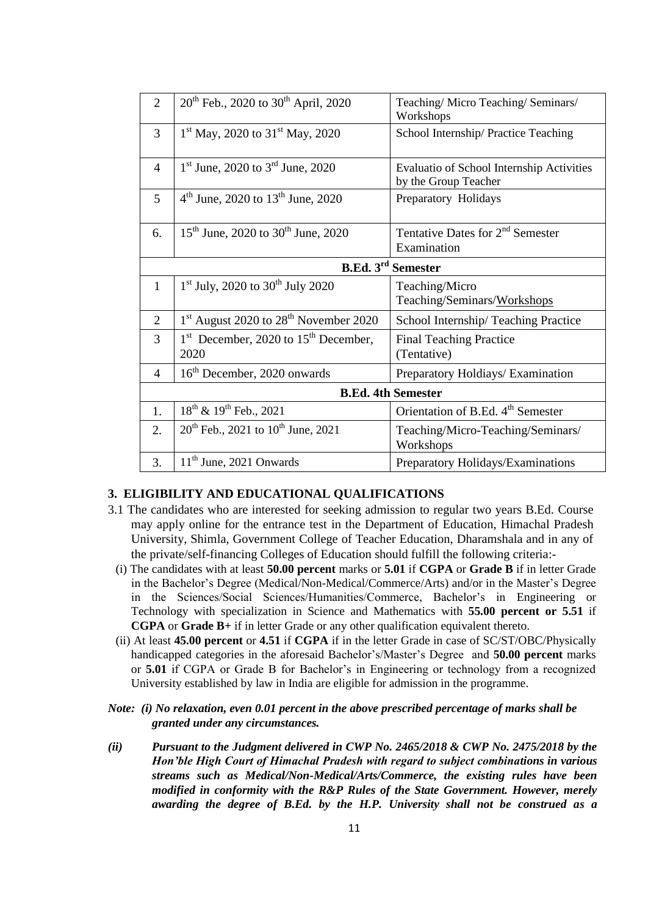| | | |
|---|---|---|
| 2 | 20th Feb., 2020 to 30th April, 2020 | Teaching/ Micro Teaching/ Seminars/ Workshops |
| 3 | 1st May, 2020 to 31st May, 2020 | School Internship/ Practice Teaching |
| 4 | 1st June, 2020 to 3rd June, 2020 | Evaluatio of School Internship Activities by the Group Teacher |
| 5 | 4th June, 2020 to 13th June, 2020 | Preparatory Holidays |
| 6. | 15th June, 2020 to 30th June, 2020 | Tentative Dates for 2nd Semester Examination |
| **B.Ed. 3rd Semester** | | |
| 1 | 1st July, 2020 to 30th July 2020 | Teaching/Micro Teaching/Seminars/Workshops |
| 2 | 1st August 2020 to 28th November 2020 | School Internship/ Teaching Practice |
| 3 | 1st December, 2020 to 15th December, 2020 | Final Teaching Practice (Tentative) |
| 4 | 16th December, 2020 onwards | Preparatory Holdiays/ Examination |
| **B.Ed. 4th Semester** | | |
| 1. | 18th & 19th Feb., 2021 | Orientation of B.Ed. 4th Semester |
| 2. | 20th Feb., 2021 to 10th June, 2021 | Teaching/Micro-Teaching/Seminars/ Workshops |
| 3. | 11th June, 2021 Onwards | Preparatory Holidays/Examinations |

## 3. ELIGIBILITY AND EDUCATIONAL QUALIFICATIONS

3.1 The candidates who are interested for seeking admission to regular two years B.Ed. Course may apply online for the entrance test in the Department of Education, Himachal Pradesh University, Shimla, Government College of Teacher Education, Dharamshala and in any of the private/self-financing Colleges of Education should fulfill the following criteria:-

(i) The candidates with at least **50.00 percent** marks or **5.01** if **CGPA** or **Grade B** if in letter Grade in the Bachelor's Degree (Medical/Non-Medical/Commerce/Arts) and/or in the Master's Degree in the Sciences/Social Sciences/Humanities/Commerce, Bachelor's in Engineering or Technology with specialization in Science and Mathematics with **55.00 percent or 5.51** if **CGPA** or **Grade B+** if in letter Grade or any other qualification equivalent thereto.

(ii) At least **45.00 percent** or **4.51** if **CGPA** if in the letter Grade in case of SC/ST/OBC/Physically handicapped categories in the aforesaid Bachelor's/Master's Degree and **50.00 percent** marks or **5.01** if CGPA or Grade B for Bachelor's in Engineering or technology from a recognized University established by law in India are eligible for admission in the programme.

***Note: (i) No relaxation, even 0.01 percent in the above prescribed percentage of marks shall be granted under any circumstances.***

***(ii) Pursuant to the Judgment delivered in CWP No. 2465/2018 & CWP No. 2475/2018 by the Hon'ble High Court of Himachal Pradesh with regard to subject combinations in various streams such as Medical/Non-Medical/Arts/Commerce, the existing rules have been modified in conformity with the R&P Rules of the State Government. However, merely awarding the degree of B.Ed. by the H.P. University shall not be construed as a***